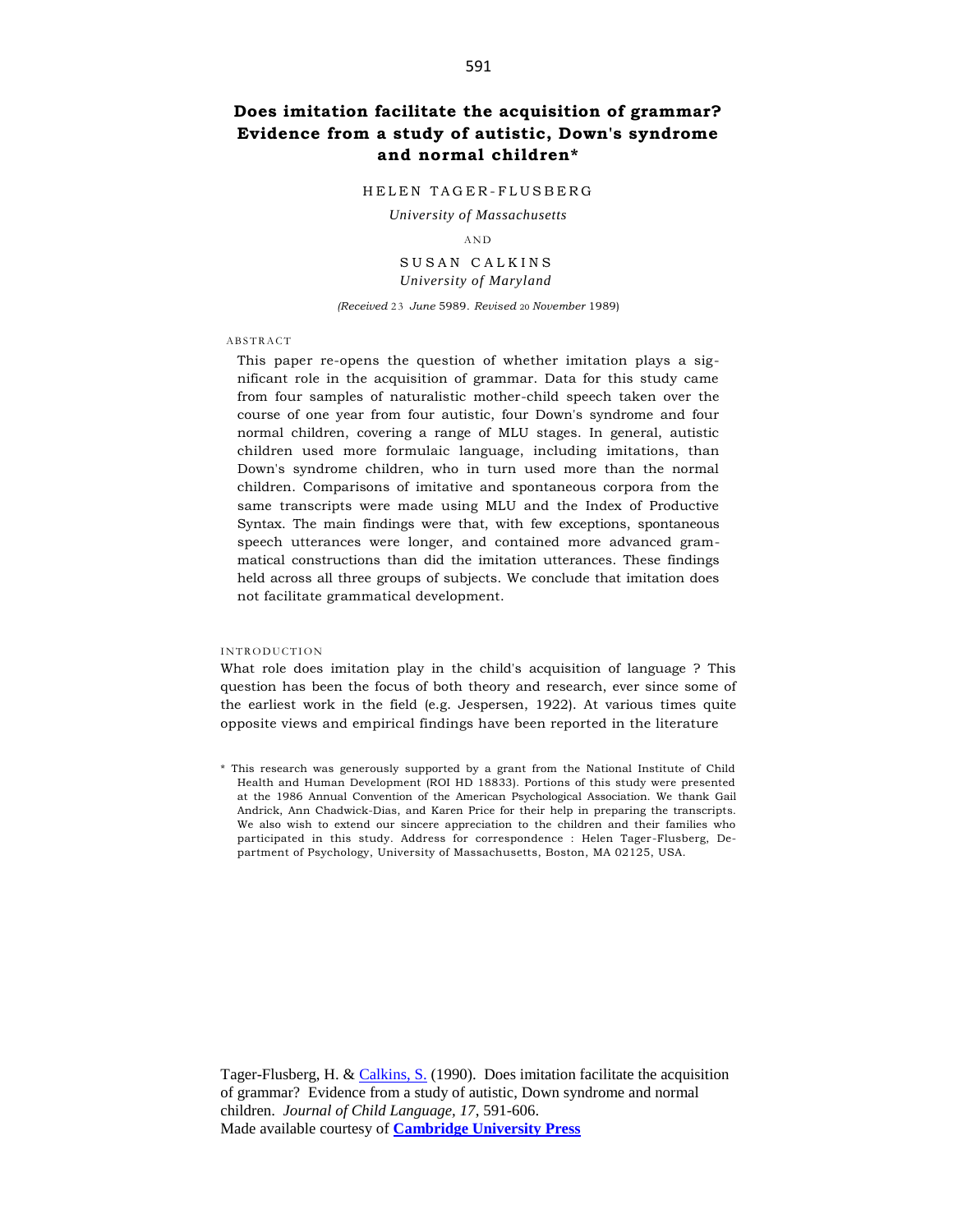# Does imitation facilitate the acquisition of grammar? Evidence from a study of autistic, Down's syndrome and normal children*

HELEN TAGER-FLUSBERG

*University of Massachusetts*

AND

SUSAN CALKINS

*University of Maryland*

*(Received* 23 *June* 5989. *Revised* 20 *November* 1989)

ABSTRACT

This paper re-opens the question of whether imitation plays a significant role in the acquisition of grammar. Data for this study came from four samples of naturalistic mother-child speech taken over the course of one year from four autistic, four Down's syndrome and four normal children, covering a range of MLU stages. In general, autistic children used more formulaic language, including imitations, than Down's syndrome children, who in turn used more than the normal children. Comparisons of imitative and spontaneous corpora from the same transcripts were made using MLU and the Index of Productive Syntax. The main findings were that, with few exceptions, spontaneous speech utterances were longer, and contained more advanced grammatical constructions than did the imitation utterances. These findings held across all three groups of subjects. We conclude that imitation does not facilitate grammatical development.

INTRODUCTION

What role does imitation play in the child's acquisition of language ? This question has been the focus of both theory and research, ever since some of the earliest work in the field (e.g. Jespersen, 1922). At various times quite opposite views and empirical findings have been reported in the literature

\* This research was generously supported by a grant from the National Institute of Child Health and Human Development (ROI HD 18833). Portions of this study were presented at the 1986 Annual Convention of the American Psychological Association. We thank Gail Andrick, Ann Chadwick-Dias, and Karen Price for their help in preparing the transcripts. We also wish to extend our sincere appreciation to the children and their families who participated in this study. Address for correspondence : Helen Tager-Flusberg, Department of Psychology, University of Massachusetts, Boston, MA 02125, USA.

Tager-Flusberg, H. & Calkins, S. (1990). Does imitation facilitate the acquisition of grammar? Evidence from a study of autistic, Down syndrome and normal children. *Journal of Child Language, 17*, 591-606.
Made available courtesy of **Cambridge University Press**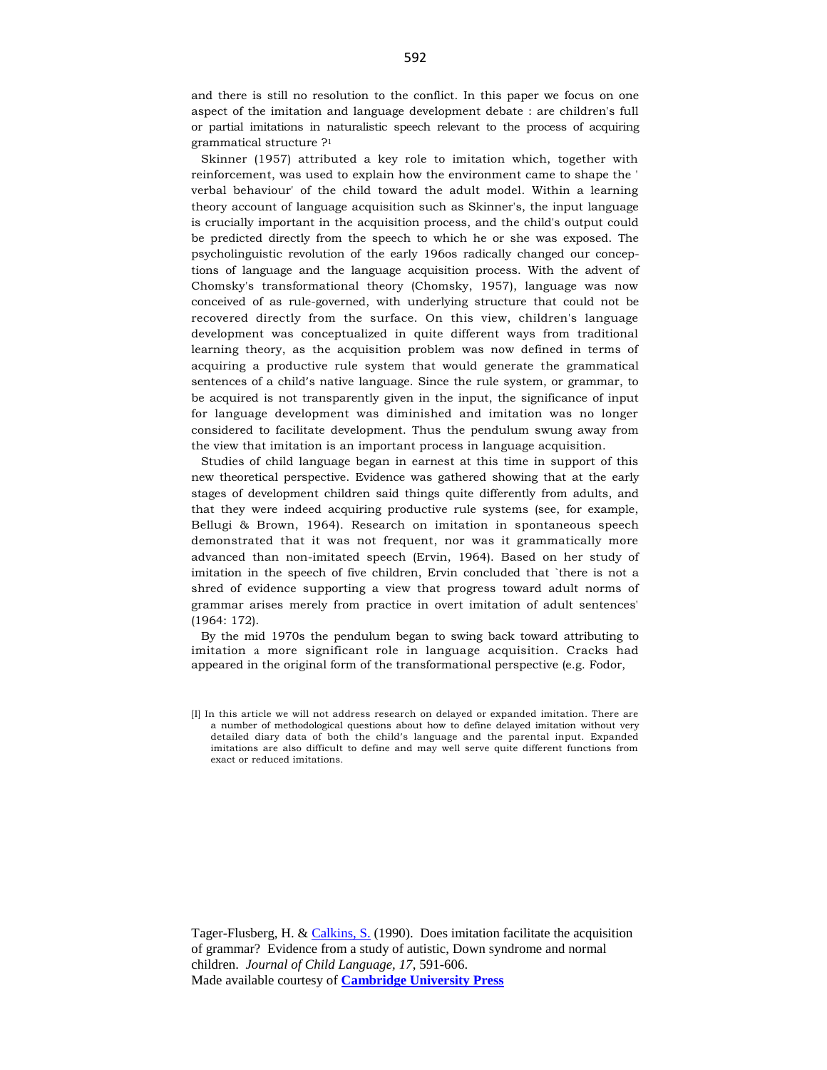and there is still no resolution to the conflict. In this paper we focus on one aspect of the imitation and language development debate : are children's full or partial imitations in naturalistic speech relevant to the process of acquiring grammatical structure ?[1]

Skinner (1957) attributed a key role to imitation which, together with reinforcement, was used to explain how the environment came to shape the ' verbal behaviour' of the child toward the adult model. Within a learning theory account of language acquisition such as Skinner's, the input language is crucially important in the acquisition process, and the child's output could be predicted directly from the speech to which he or she was exposed. The psycholinguistic revolution of the early 196os radically changed our conceptions of language and the language acquisition process. With the advent of Chomsky's transformational theory (Chomsky, 1957), language was now conceived of as rule-governed, with underlying structure that could not be recovered directly from the surface. On this view, children's language development was conceptualized in quite different ways from traditional learning theory, as the acquisition problem was now defined in terms of acquiring a productive rule system that would generate the grammatical sentences of a child's native language. Since the rule system, or grammar, to be acquired is not transparently given in the input, the significance of input for language development was diminished and imitation was no longer considered to facilitate development. Thus the pendulum swung away from the view that imitation is an important process in language acquisition.

Studies of child language began in earnest at this time in support of this new theoretical perspective. Evidence was gathered showing that at the early stages of development children said things quite differently from adults, and that they were indeed acquiring productive rule systems (see, for example, Bellugi & Brown, 1964). Research on imitation in spontaneous speech demonstrated that it was not frequent, nor was it grammatically more advanced than non-imitated speech (Ervin, 1964). Based on her study of imitation in the speech of five children, Ervin concluded that `there is not a shred of evidence supporting a view that progress toward adult norms of grammar arises merely from practice in overt imitation of adult sentences' (1964: 172).

By the mid 1970s the pendulum began to swing back toward attributing to imitation a more significant role in language acquisition. Cracks had appeared in the original form of the transformational perspective (e.g. Fodor,

[1] In this article we will not address research on delayed or expanded imitation. There are a number of methodological questions about how to define delayed imitation without very detailed diary data of both the child's language and the parental input. Expanded imitations are also difficult to define and may well serve quite different functions from exact or reduced imitations.

Tager-Flusberg, H. & Calkins, S. (1990). Does imitation facilitate the acquisition of grammar? Evidence from a study of autistic, Down syndrome and normal children. *Journal of Child Language, 17*, 591-606.
Made available courtesy of **Cambridge University Press**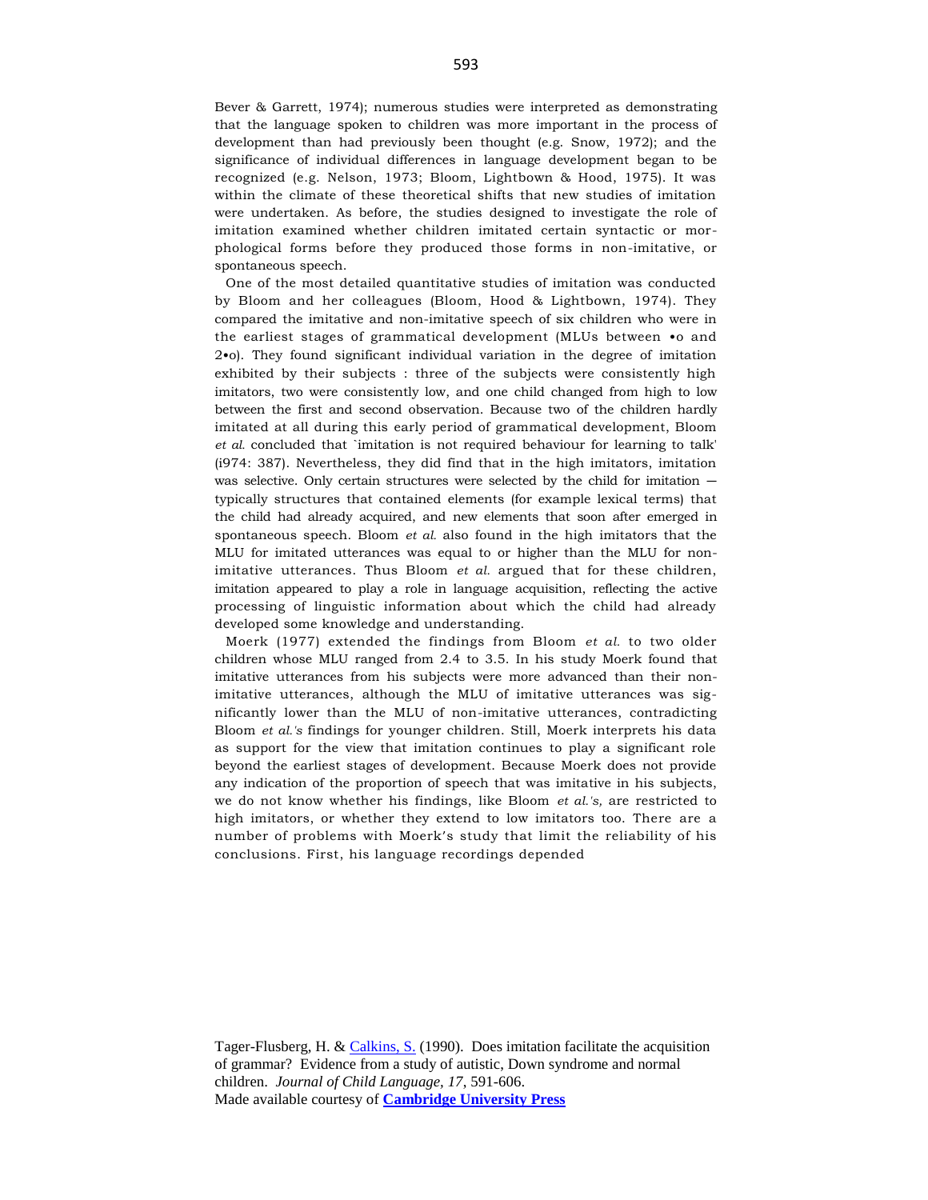Bever & Garrett, 1974); numerous studies were interpreted as demonstrating that the language spoken to children was more important in the process of development than had previously been thought (e.g. Snow, 1972); and the significance of individual differences in language development began to be recognized (e.g. Nelson, 1973; Bloom, Lightbown & Hood, 1975). It was within the climate of these theoretical shifts that new studies of imitation were undertaken. As before, the studies designed to investigate the role of imitation examined whether children imitated certain syntactic or morphological forms before they produced those forms in non-imitative, or spontaneous speech.

One of the most detailed quantitative studies of imitation was conducted by Bloom and her colleagues (Bloom, Hood & Lightbown, 1974). They compared the imitative and non-imitative speech of six children who were in the earliest stages of grammatical development (MLUs between •o and 2•o). They found significant individual variation in the degree of imitation exhibited by their subjects : three of the subjects were consistently high imitators, two were consistently low, and one child changed from high to low between the first and second observation. Because two of the children hardly imitated at all during this early period of grammatical development, Bloom *et al.* concluded that `imitation is not required behaviour for learning to talk' (i974: 387). Nevertheless, they did find that in the high imitators, imitation was selective. Only certain structures were selected by the child for imitation — typically structures that contained elements (for example lexical terms) that the child had already acquired, and new elements that soon after emerged in spontaneous speech. Bloom *et al.* also found in the high imitators that the MLU for imitated utterances was equal to or higher than the MLU for non-imitative utterances. Thus Bloom *et al.* argued that for these children, imitation appeared to play a role in language acquisition, reflecting the active processing of linguistic information about which the child had already developed some knowledge and understanding.

Moerk (1977) extended the findings from Bloom *et al.* to two older children whose MLU ranged from 2.4 to 3.5. In his study Moerk found that imitative utterances from his subjects were more advanced than their non-imitative utterances, although the MLU of imitative utterances was significantly lower than the MLU of non-imitative utterances, contradicting Bloom *et al.'s* findings for younger children. Still, Moerk interprets his data as support for the view that imitation continues to play a significant role beyond the earliest stages of development. Because Moerk does not provide any indication of the proportion of speech that was imitative in his subjects, we do not know whether his findings, like Bloom *et al.'s,* are restricted to high imitators, or whether they extend to low imitators too. There are a number of problems with Moerk's study that limit the reliability of his conclusions. First, his language recordings depended

Tager-Flusberg, H. & Calkins, S. (1990). Does imitation facilitate the acquisition of grammar? Evidence from a study of autistic, Down syndrome and normal children. *Journal of Child Language, 17*, 591-606.
Made available courtesy of **Cambridge University Press**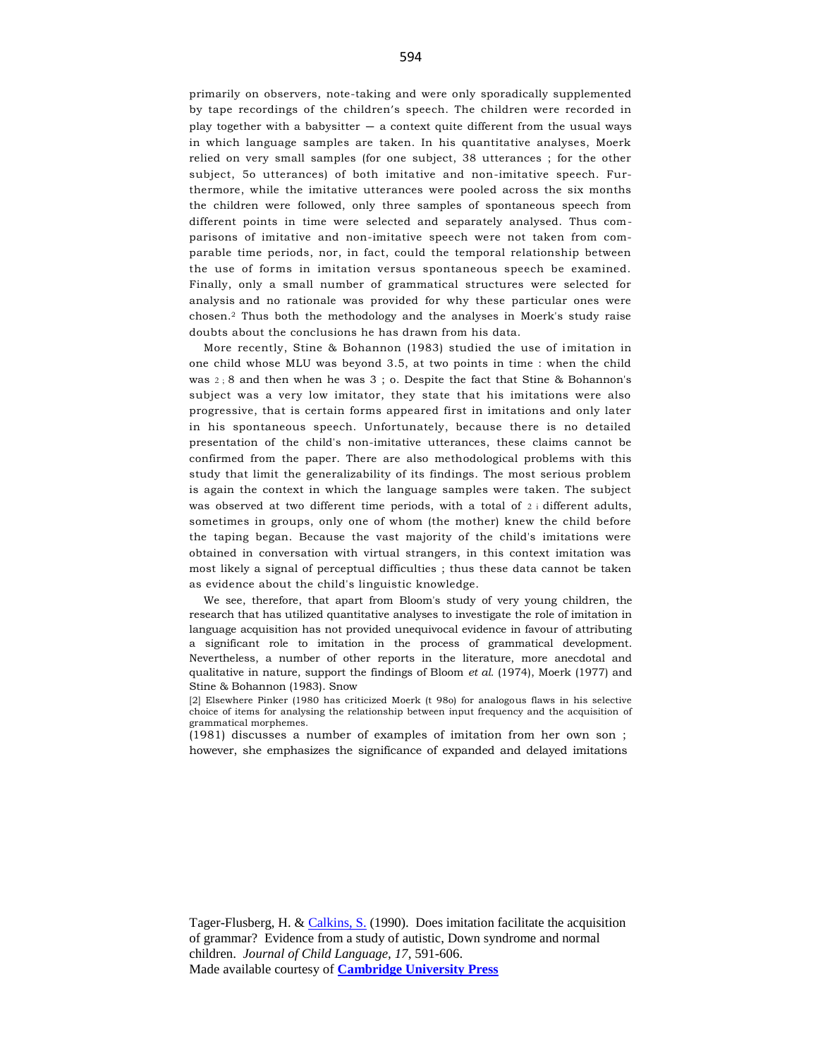primarily on observers, note-taking and were only sporadically supplemented by tape recordings of the children's speech. The children were recorded in play together with a babysitter — a context quite different from the usual ways in which language samples are taken. In his quantitative analyses, Moerk relied on very small samples (for one subject, 38 utterances ; for the other subject, 5o utterances) of both imitative and non-imitative speech. Furthermore, while the imitative utterances were pooled across the six months the children were followed, only three samples of spontaneous speech from different points in time were selected and separately analysed. Thus comparisons of imitative and non-imitative speech were not taken from comparable time periods, nor, in fact, could the temporal relationship between the use of forms in imitation versus spontaneous speech be examined. Finally, only a small number of grammatical structures were selected for analysis and no rationale was provided for why these particular ones were chosen.[2] Thus both the methodology and the analyses in Moerk's study raise doubts about the conclusions he has drawn from his data.

More recently, Stine & Bohannon (1983) studied the use of imitation in one child whose MLU was beyond 3.5, at two points in time : when the child was 2 ; 8 and then when he was 3 ; o. Despite the fact that Stine & Bohannon's subject was a very low imitator, they state that his imitations were also progressive, that is certain forms appeared first in imitations and only later in his spontaneous speech. Unfortunately, because there is no detailed presentation of the child's non-imitative utterances, these claims cannot be confirmed from the paper. There are also methodological problems with this study that limit the generalizability of its findings. The most serious problem is again the context in which the language samples were taken. The subject was observed at two different time periods, with a total of 2 i different adults, sometimes in groups, only one of whom (the mother) knew the child before the taping began. Because the vast majority of the child's imitations were obtained in conversation with virtual strangers, in this context imitation was most likely a signal of perceptual difficulties ; thus these data cannot be taken as evidence about the child's linguistic knowledge.

We see, therefore, that apart from Bloom's study of very young children, the research that has utilized quantitative analyses to investigate the role of imitation in language acquisition has not provided unequivocal evidence in favour of attributing a significant role to imitation in the process of grammatical development. Nevertheless, a number of other reports in the literature, more anecdotal and qualitative in nature, support the findings of Bloom *et al.* (1974), Moerk (1977) and Stine & Bohannon (1983). Snow (1981) discusses a number of examples of imitation from her own son ; however, she emphasizes the significance of expanded and delayed imitations

[2] Elsewhere Pinker (1980 has criticized Moerk (t 98o) for analogous flaws in his selective choice of items for analysing the relationship between input frequency and the acquisition of grammatical morphemes.

Tager-Flusberg, H. & Calkins, S. (1990). Does imitation facilitate the acquisition of grammar? Evidence from a study of autistic, Down syndrome and normal children. *Journal of Child Language, 17*, 591-606.
Made available courtesy of **Cambridge University Press**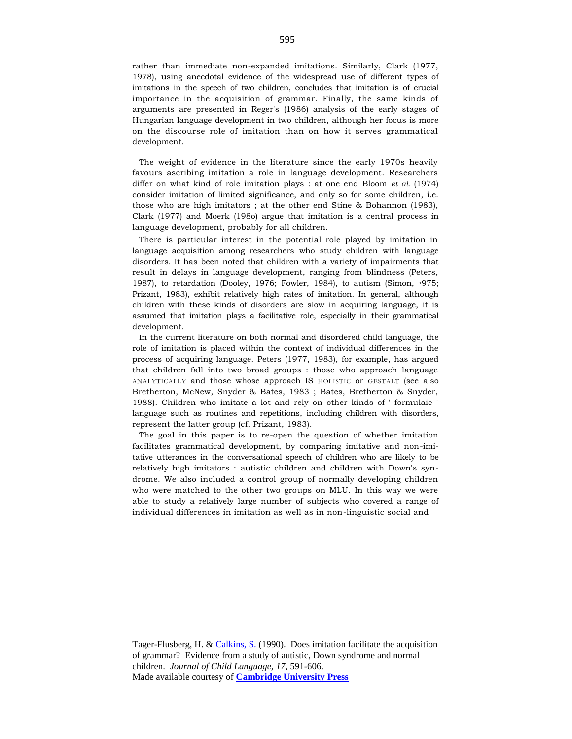rather than immediate non-expanded imitations. Similarly, Clark (1977, 1978), using anecdotal evidence of the widespread use of different types of imitations in the speech of two children, concludes that imitation is of crucial importance in the acquisition of grammar. Finally, the same kinds of arguments are presented in Reger's (1986) analysis of the early stages of Hungarian language development in two children, although her focus is more on the discourse role of imitation than on how it serves grammatical development.

The weight of evidence in the literature since the early 1970s heavily favours ascribing imitation a role in language development. Researchers differ on what kind of role imitation plays : at one end Bloom *et al.* (1974) consider imitation of limited significance, and only so for some children, i.e. those who are high imitators ; at the other end Stine & Bohannon (1983), Clark (1977) and Moerk (1980) argue that imitation is a central process in language development, probably for all children.

There is particular interest in the potential role played by imitation in language acquisition among researchers who study children with language disorders. It has been noted that children with a variety of impairments that result in delays in language development, ranging from blindness (Peters, 1987), to retardation (Dooley, 1976; Fowler, 1984), to autism (Simon, 1975; Prizant, 1983), exhibit relatively high rates of imitation. In general, although children with these kinds of disorders are slow in acquiring language, it is assumed that imitation plays a facilitative role, especially in their grammatical development.

In the current literature on both normal and disordered child language, the role of imitation is placed within the context of individual differences in the process of acquiring language. Peters (1977, 1983), for example, has argued that children fall into two broad groups : those who approach language ANALYTICALLY and those whose approach IS HOLISTIC or GESTALT (see also Bretherton, McNew, Snyder & Bates, 1983 ; Bates, Bretherton & Snyder, 1988). Children who imitate a lot and rely on other kinds of ' formulaic ' language such as routines and repetitions, including children with disorders, represent the latter group (cf. Prizant, 1983).

The goal in this paper is to re-open the question of whether imitation facilitates grammatical development, by comparing imitative and non-imitative utterances in the conversational speech of children who are likely to be relatively high imitators : autistic children and children with Down's syndrome. We also included a control group of normally developing children who were matched to the other two groups on MLU. In this way we were able to study a relatively large number of subjects who covered a range of individual differences in imitation as well as in non-linguistic social and

Tager-Flusberg, H. & Calkins, S. (1990). Does imitation facilitate the acquisition of grammar? Evidence from a study of autistic, Down syndrome and normal children. *Journal of Child Language, 17*, 591-606.
Made available courtesy of **Cambridge University Press**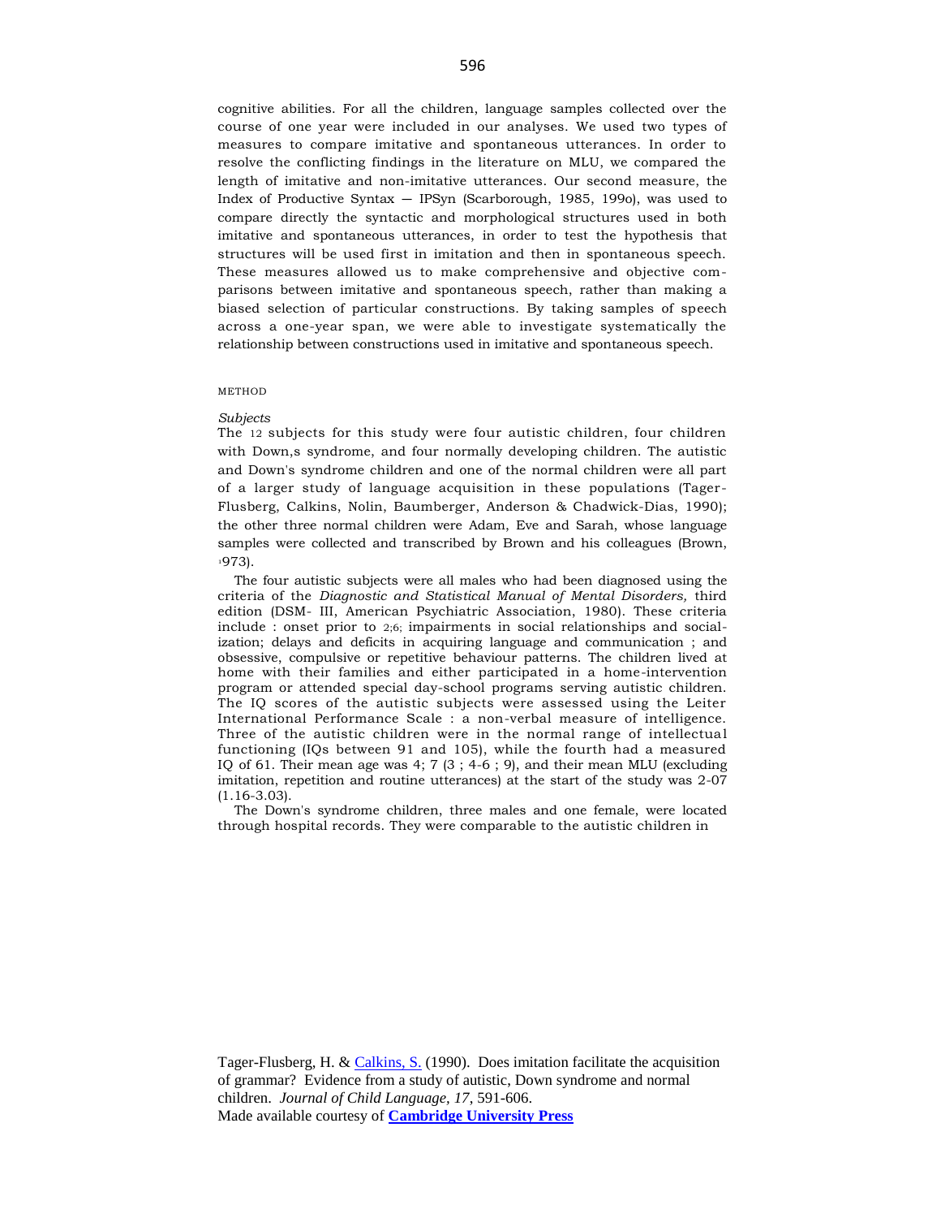cognitive abilities. For all the children, language samples collected over the course of one year were included in our analyses. We used two types of measures to compare imitative and spontaneous utterances. In order to resolve the conflicting findings in the literature on MLU, we compared the length of imitative and non-imitative utterances. Our second measure, the Index of Productive Syntax — IPSyn (Scarborough, 1985, 199o), was used to compare directly the syntactic and morphological structures used in both imitative and spontaneous utterances, in order to test the hypothesis that structures will be used first in imitation and then in spontaneous speech. These measures allowed us to make comprehensive and objective comparisons between imitative and spontaneous speech, rather than making a biased selection of particular constructions. By taking samples of speech across a one-year span, we were able to investigate systematically the relationship between constructions used in imitative and spontaneous speech.

## METHOD

### *Subjects*

The 12 subjects for this study were four autistic children, four children with Down,s syndrome, and four normally developing children. The autistic and Down's syndrome children and one of the normal children were all part of a larger study of language acquisition in these populations (Tager-Flusberg, Calkins, Nolin, Baumberger, Anderson & Chadwick-Dias, 1990); the other three normal children were Adam, Eve and Sarah, whose language samples were collected and transcribed by Brown and his colleagues (Brown, 1973).

The four autistic subjects were all males who had been diagnosed using the criteria of the *Diagnostic and Statistical Manual of Mental Disorders,* third edition (DSM- III, American Psychiatric Association, 1980). These criteria include : onset prior to 2;6; impairments in social relationships and socialization; delays and deficits in acquiring language and communication ; and obsessive, compulsive or repetitive behaviour patterns. The children lived at home with their families and either participated in a home-intervention program or attended special day-school programs serving autistic children. The IQ scores of the autistic subjects were assessed using the Leiter International Performance Scale : a non-verbal measure of intelligence. Three of the autistic children were in the normal range of intellectual functioning (IQs between 91 and 105), while the fourth had a measured IQ of 61. Their mean age was 4; 7 (3 ; 4-6 ; 9), and their mean MLU (excluding imitation, repetition and routine utterances) at the start of the study was 2-07 (1.16-3.03).

The Down's syndrome children, three males and one female, were located through hospital records. They were comparable to the autistic children in

Tager-Flusberg, H. & Calkins, S. (1990). Does imitation facilitate the acquisition of grammar? Evidence from a study of autistic, Down syndrome and normal children. *Journal of Child Language, 17*, 591-606.
Made available courtesy of **Cambridge University Press**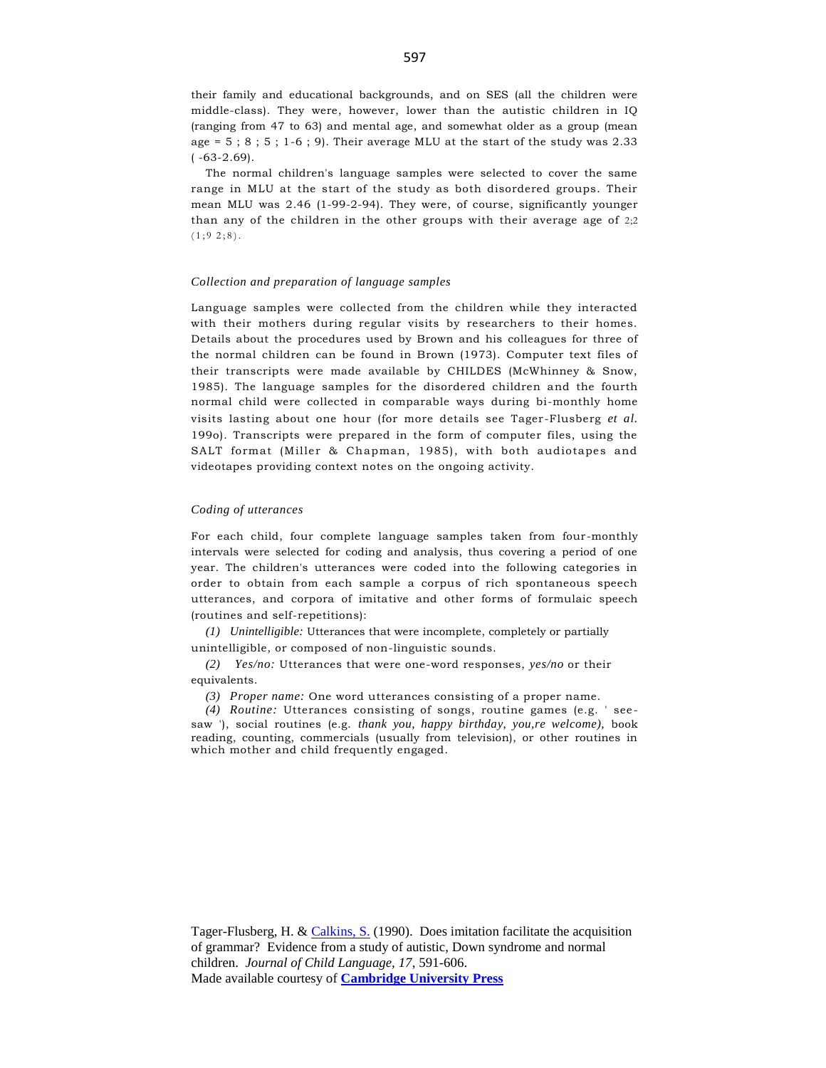their family and educational backgrounds, and on SES (all the children were middle-class). They were, however, lower than the autistic children in IQ (ranging from 47 to 63) and mental age, and somewhat older as a group (mean age = 5 ; 8 ; 5 ; 1-6 ; 9). Their average MLU at the start of the study was 2.33 ( -63-2.69).

The normal children's language samples were selected to cover the same range in MLU at the start of the study as both disordered groups. Their mean MLU was 2.46 (1-99-2-94). They were, of course, significantly younger than any of the children in the other groups with their average age of 2;2 (1;9 2;8).

### *Collection and preparation of language samples*

Language samples were collected from the children while they interacted with their mothers during regular visits by researchers to their homes. Details about the procedures used by Brown and his colleagues for three of the normal children can be found in Brown (1973). Computer text files of their transcripts were made available by CHILDES (McWhinney & Snow, 1985). The language samples for the disordered children and the fourth normal child were collected in comparable ways during bi-monthly home visits lasting about one hour (for more details see Tager-Flusberg *et al.* 199o). Transcripts were prepared in the form of computer files, using the SALT format (Miller & Chapman, 1985), with both audiotapes and videotapes providing context notes on the ongoing activity.

### *Coding of utterances*

For each child, four complete language samples taken from four-monthly intervals were selected for coding and analysis, thus covering a period of one year. The children's utterances were coded into the following categories in order to obtain from each sample a corpus of rich spontaneous speech utterances, and corpora of imitative and other forms of formulaic speech (routines and self-repetitions):

*(1) Unintelligible:* Utterances that were incomplete, completely or partially unintelligible, or composed of non-linguistic sounds.

*(2) Yes/no:* Utterances that were one-word responses, *yes/no* or their equivalents.

*(3) Proper name:* One word utterances consisting of a proper name.

*(4) Routine:* Utterances consisting of songs, routine games (e.g. ' see-saw '), social routines (e.g. *thank you, happy birthday, you,re welcome),* book reading, counting, commercials (usually from television), or other routines in which mother and child frequently engaged.

Tager-Flusberg, H. & Calkins, S. (1990). Does imitation facilitate the acquisition of grammar? Evidence from a study of autistic, Down syndrome and normal children. *Journal of Child Language, 17*, 591-606.
Made available courtesy of **Cambridge University Press**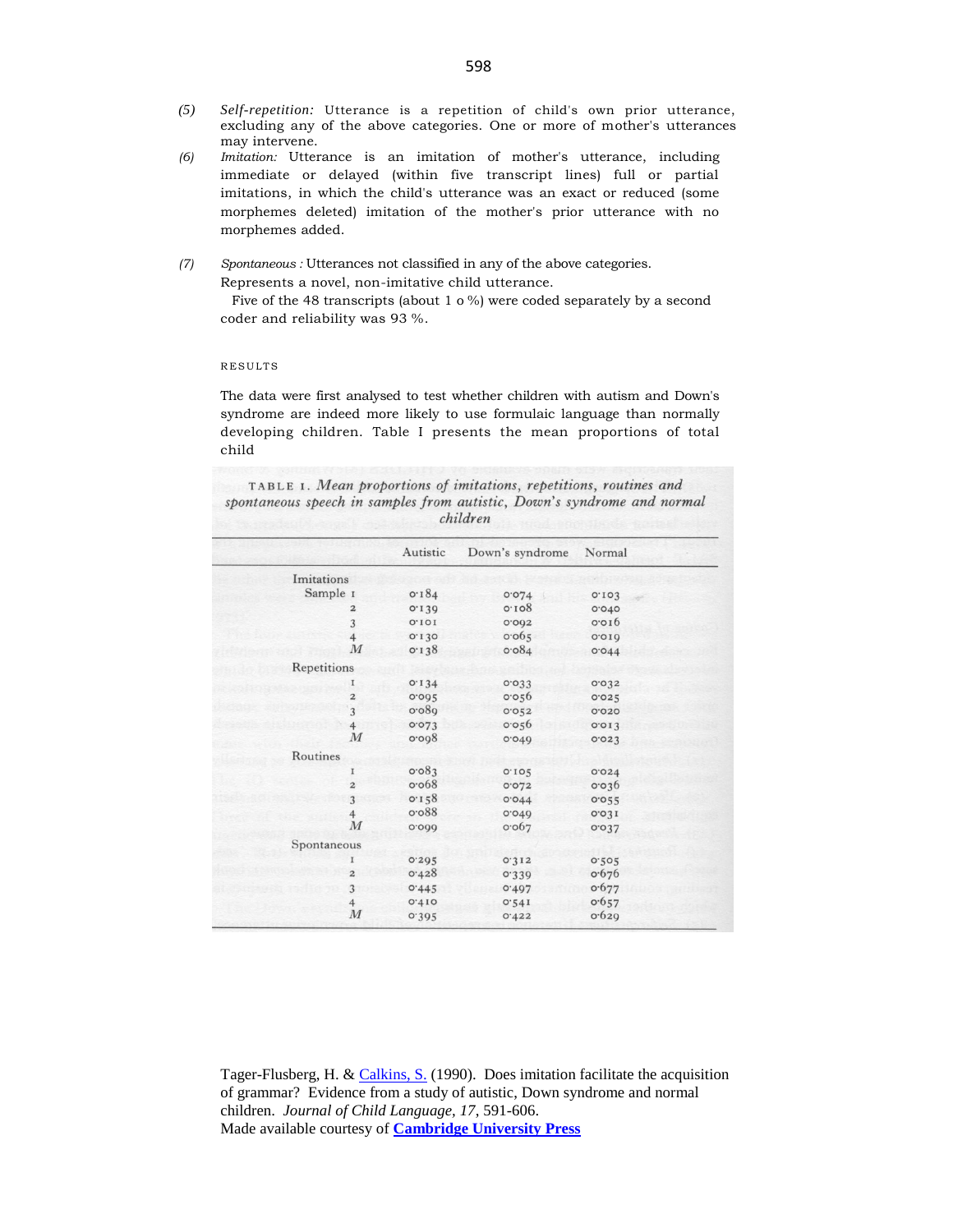(5) *Self-repetition:* Utterance is a repetition of child's own prior utterance, excluding any of the above categories. One or more of mother's utterances may intervene.

(6) *Imitation:* Utterance is an imitation of mother's utterance, including immediate or delayed (within five transcript lines) full or partial imitations, in which the child's utterance was an exact or reduced (some morphemes deleted) imitation of the mother's prior utterance with no morphemes added.

(7) *Spontaneous :* Utterances not classified in any of the above categories. Represents a novel, non-imitative child utterance.

Five of the 48 transcripts (about 1 o %) were coded separately by a second coder and reliability was 93 %.

## RESULTS

The data were first analysed to test whether children with autism and Down's syndrome are indeed more likely to use formulaic language than normally developing children. Table I presents the mean proportions of total child

TABLE 1. *Mean proportions of imitations, repetitions, routines and spontaneous speech in samples from autistic, Down's syndrome and normal children*

| | | Autistic | Down's syndrome | Normal |
|---|---|---|---|---|
| Imitations | | | | |
| Sample | 1 | 0·184 | 0·074 | 0·103 |
| | 2 | 0·139 | 0·108 | 0·040 |
| | 3 | 0·101 | 0·092 | 0·016 |
| | 4 | 0·130 | 0·065 | 0·019 |
| | *M* | 0·138 | 0·084 | 0·044 |
| Repetitions | | | | |
| | 1 | 0·134 | 0·033 | 0·032 |
| | 2 | 0·095 | 0·056 | 0·025 |
| | 3 | 0·089 | 0·052 | 0·020 |
| | 4 | 0·073 | 0·056 | 0·013 |
| | *M* | 0·098 | 0·049 | 0·023 |
| Routines | | | | |
| | 1 | 0·083 | 0·105 | 0·024 |
| | 2 | 0·068 | 0·072 | 0·036 |
| | 3 | 0·158 | 0·044 | 0·055 |
| | 4 | 0·088 | 0·049 | 0·031 |
| | *M* | 0·099 | 0·067 | 0·037 |
| Spontaneous | | | | |
| | 1 | 0·295 | 0·312 | 0·505 |
| | 2 | 0·428 | 0·339 | 0·676 |
| | 3 | 0·445 | 0·497 | 0·677 |
| | 4 | 0·410 | 0·541 | 0·657 |
| | *M* | 0·395 | 0·422 | 0·629 |

Tager-Flusberg, H. & Calkins, S. (1990). Does imitation facilitate the acquisition of grammar? Evidence from a study of autistic, Down syndrome and normal children. *Journal of Child Language, 17*, 591-606.
Made available courtesy of **Cambridge University Press**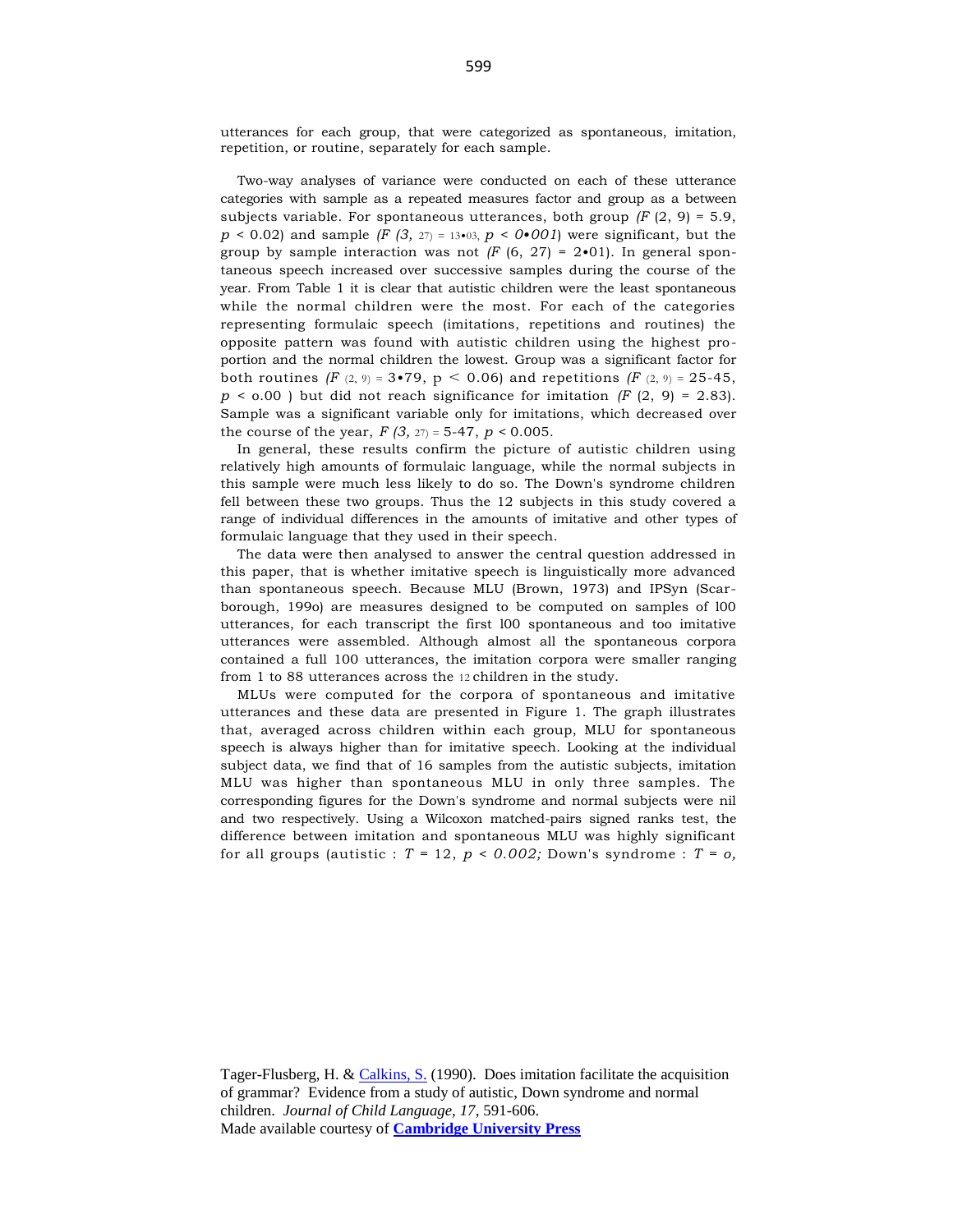utterances for each group, that were categorized as spontaneous, imitation, repetition, or routine, separately for each sample.

Two-way analyses of variance were conducted on each of these utterance categories with sample as a repeated measures factor and group as a between subjects variable. For spontaneous utterances, both group ($F$ (2, 9) = 5.9, $p < 0.02$) and sample ($F_{(3, 27)} = 13{\cdot}03$, $p < 0{\cdot}001$) were significant, but the group by sample interaction was not ($F$ (6, 27) = 2•01). In general spontaneous speech increased over successive samples during the course of the year. From Table 1 it is clear that autistic children were the least spontaneous while the normal children were the most. For each of the categories representing formulaic speech (imitations, repetitions and routines) the opposite pattern was found with autistic children using the highest proportion and the normal children the lowest. Group was a significant factor for both routines ($F_{(2, 9)} = 3{\cdot}79$, $p < 0.06$) and repetitions ($F_{(2, 9)} = 25\text{-}45$, $p <$ o.00 ) but did not reach significance for imitation ($F$ (2, 9) = 2.83). Sample was a significant variable only for imitations, which decreased over the course of the year, $F_{(3, 27)} = 5\text{-}47$, $p < 0.005$.

In general, these results confirm the picture of autistic children using relatively high amounts of formulaic language, while the normal subjects in this sample were much less likely to do so. The Down's syndrome children fell between these two groups. Thus the 12 subjects in this study covered a range of individual differences in the amounts of imitative and other types of formulaic language that they used in their speech.

The data were then analysed to answer the central question addressed in this paper, that is whether imitative speech is linguistically more advanced than spontaneous speech. Because MLU (Brown, 1973) and IPSyn (Scarborough, 199o) are measures designed to be computed on samples of 100 utterances, for each transcript the first 100 spontaneous and too imitative utterances were assembled. Although almost all the spontaneous corpora contained a full 100 utterances, the imitation corpora were smaller ranging from 1 to 88 utterances across the 12 children in the study.

MLUs were computed for the corpora of spontaneous and imitative utterances and these data are presented in Figure 1. The graph illustrates that, averaged across children within each group, MLU for spontaneous speech is always higher than for imitative speech. Looking at the individual subject data, we find that of 16 samples from the autistic subjects, imitation MLU was higher than spontaneous MLU in only three samples. The corresponding figures for the Down's syndrome and normal subjects were nil and two respectively. Using a Wilcoxon matched-pairs signed ranks test, the difference between imitation and spontaneous MLU was highly significant for all groups (autistic : $T = 12$, $p < 0.002$; Down's syndrome : $T = o$,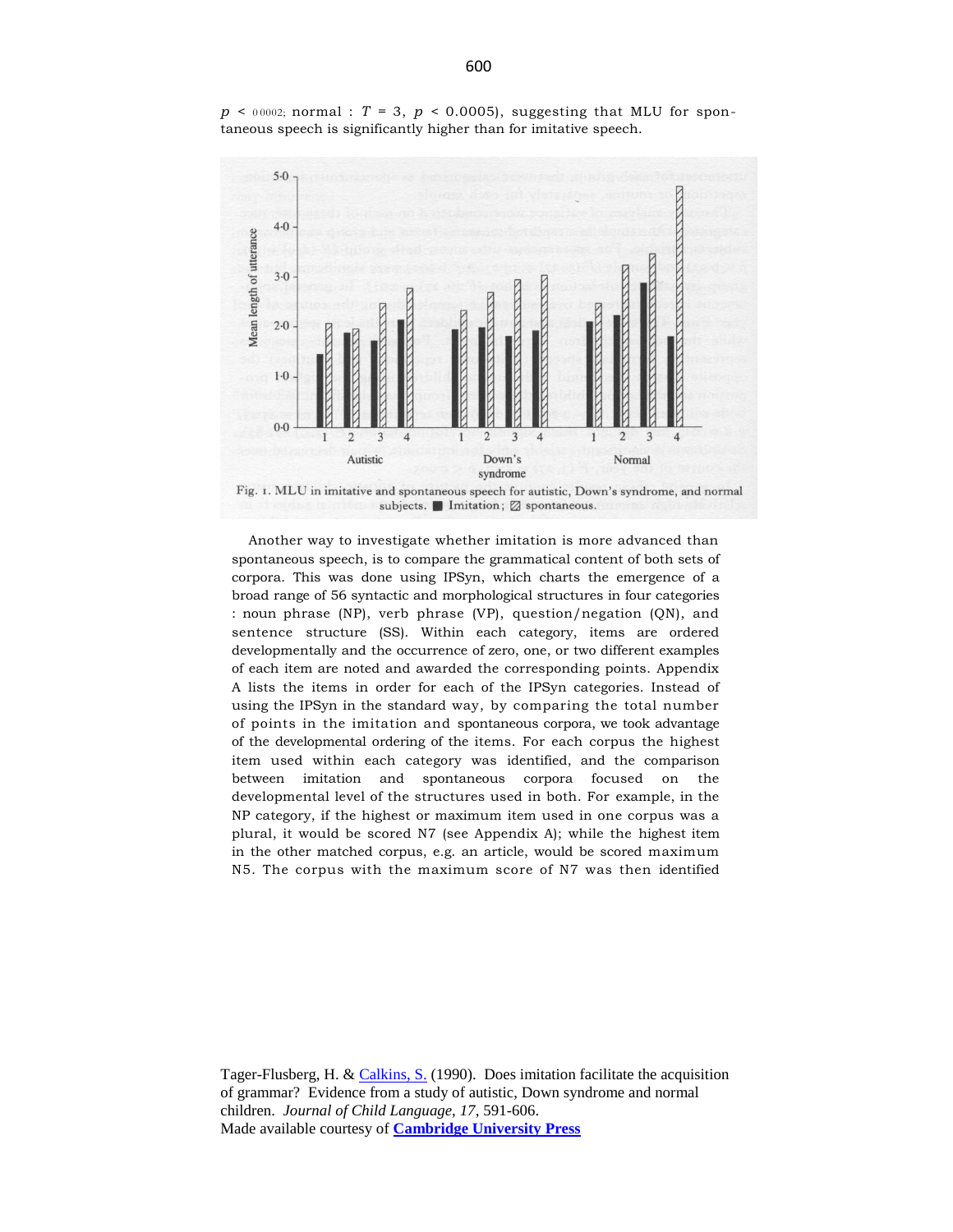$p < 0.0002$; normal : $T = 3$, $p < 0.0005$), suggesting that MLU for spontaneous speech is significantly higher than for imitative speech.

Fig. 1. MLU in imitative and spontaneous speech for autistic, Down's syndrome, and normal subjects. ■ Imitation; ▨ spontaneous.

Another way to investigate whether imitation is more advanced than spontaneous speech, is to compare the grammatical content of both sets of corpora. This was done using IPSyn, which charts the emergence of a broad range of 56 syntactic and morphological structures in four categories : noun phrase (NP), verb phrase (VP), question/negation (QN), and sentence structure (SS). Within each category, items are ordered developmentally and the occurrence of zero, one, or two different examples of each item are noted and awarded the corresponding points. Appendix A lists the items in order for each of the IPSyn categories. Instead of using the IPSyn in the standard way, by comparing the total number of points in the imitation and spontaneous corpora, we took advantage of the developmental ordering of the items. For each corpus the highest item used within each category was identified, and the comparison between imitation and spontaneous corpora focused on the developmental level of the structures used in both. For example, in the NP category, if the highest or maximum item used in one corpus was a plural, it would be scored N7 (see Appendix A); while the highest item in the other matched corpus, e.g. an article, would be scored maximum N5. The corpus with the maximum score of N7 was then identified

Tager-Flusberg, H. & Calkins, S. (1990). Does imitation facilitate the acquisition of grammar? Evidence from a study of autistic, Down syndrome and normal children. *Journal of Child Language, 17*, 591-606.
Made available courtesy of **Cambridge University Press**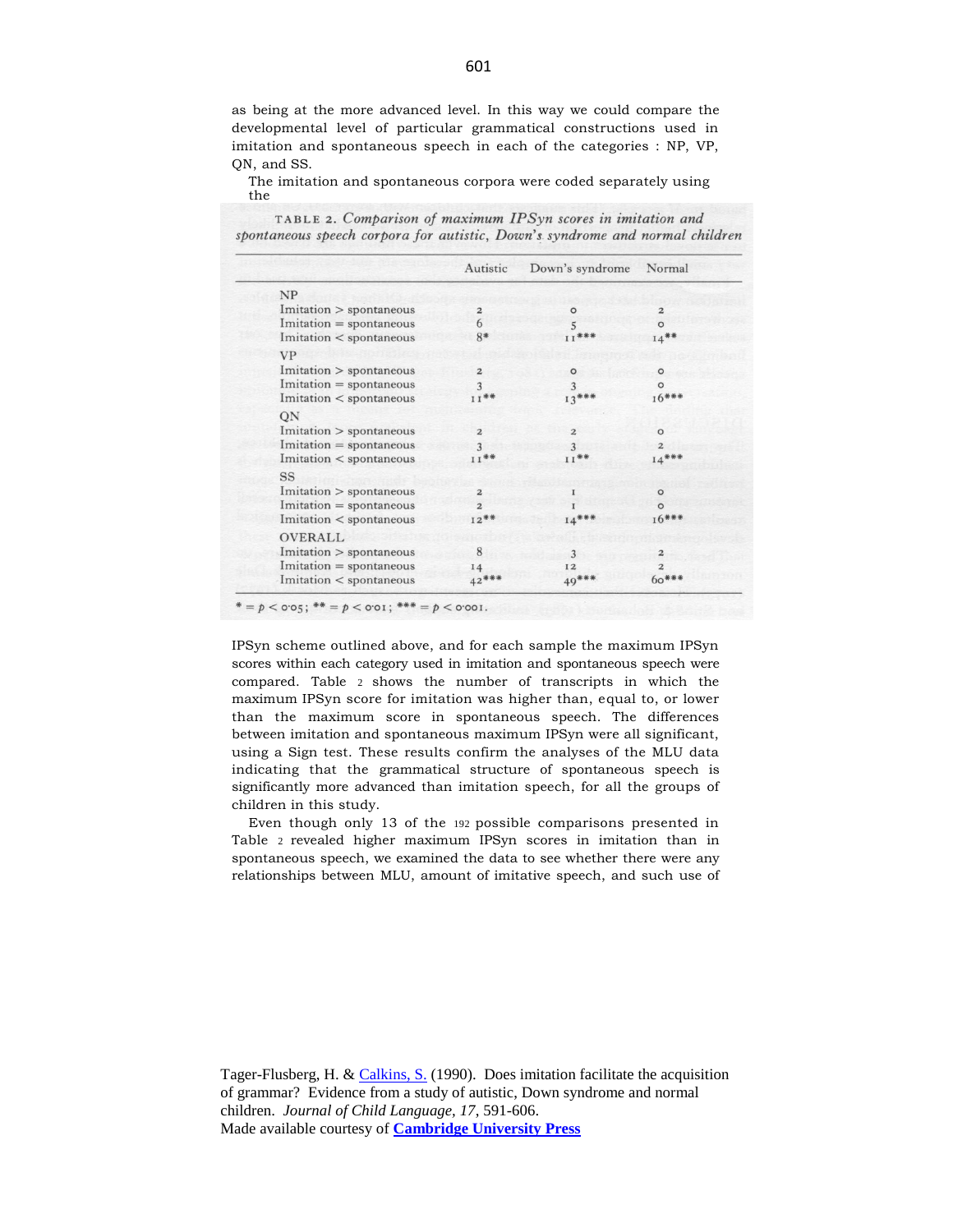as being at the more advanced level. In this way we could compare the developmental level of particular grammatical constructions used in imitation and spontaneous speech in each of the categories: NP, VP, QN, and SS.

The imitation and spontaneous corpora were coded separately using the

TABLE 2. *Comparison of maximum IPSyn scores in imitation and spontaneous speech corpora for autistic, Down's syndrome and normal children*

| | Autistic | Down's syndrome | Normal |
|---|---|---|---|
| NP | | | |
| Imitation > spontaneous | 2 | 0 | 2 |
| Imitation = spontaneous | 6 | 5 | 0 |
| Imitation < spontaneous | 8* | 11*** | 14** |
| VP | | | |
| Imitation > spontaneous | 2 | 0 | 0 |
| Imitation = spontaneous | 3 | 3 | 0 |
| Imitation < spontaneous | 11** | 13*** | 16*** |
| QN | | | |
| Imitation > spontaneous | 2 | 2 | 0 |
| Imitation = spontaneous | 3 | 3 | 2 |
| Imitation < spontaneous | 11** | 11** | 14*** |
| SS | | | |
| Imitation > spontaneous | 2 | 1 | 0 |
| Imitation = spontaneous | 2 | 1 | 0 |
| Imitation < spontaneous | 12** | 14*** | 16*** |
| OVERALL | | | |
| Imitation > spontaneous | 8 | 3 | 2 |
| Imitation = spontaneous | 14 | 12 | 2 |
| Imitation < spontaneous | 42*** | 49*** | 60*** |

\* = $p < 0.05$; ** = $p < 0.01$; *** = $p < 0.001$.

IPSyn scheme outlined above, and for each sample the maximum IPSyn scores within each category used in imitation and spontaneous speech were compared. Table 2 shows the number of transcripts in which the maximum IPSyn score for imitation was higher than, equal to, or lower than the maximum score in spontaneous speech. The differences between imitation and spontaneous maximum IPSyn were all significant, using a Sign test. These results confirm the analyses of the MLU data indicating that the grammatical structure of spontaneous speech is significantly more advanced than imitation speech, for all the groups of children in this study.

Even though only 13 of the 192 possible comparisons presented in Table 2 revealed higher maximum IPSyn scores in imitation than in spontaneous speech, we examined the data to see whether there were any relationships between MLU, amount of imitative speech, and such use of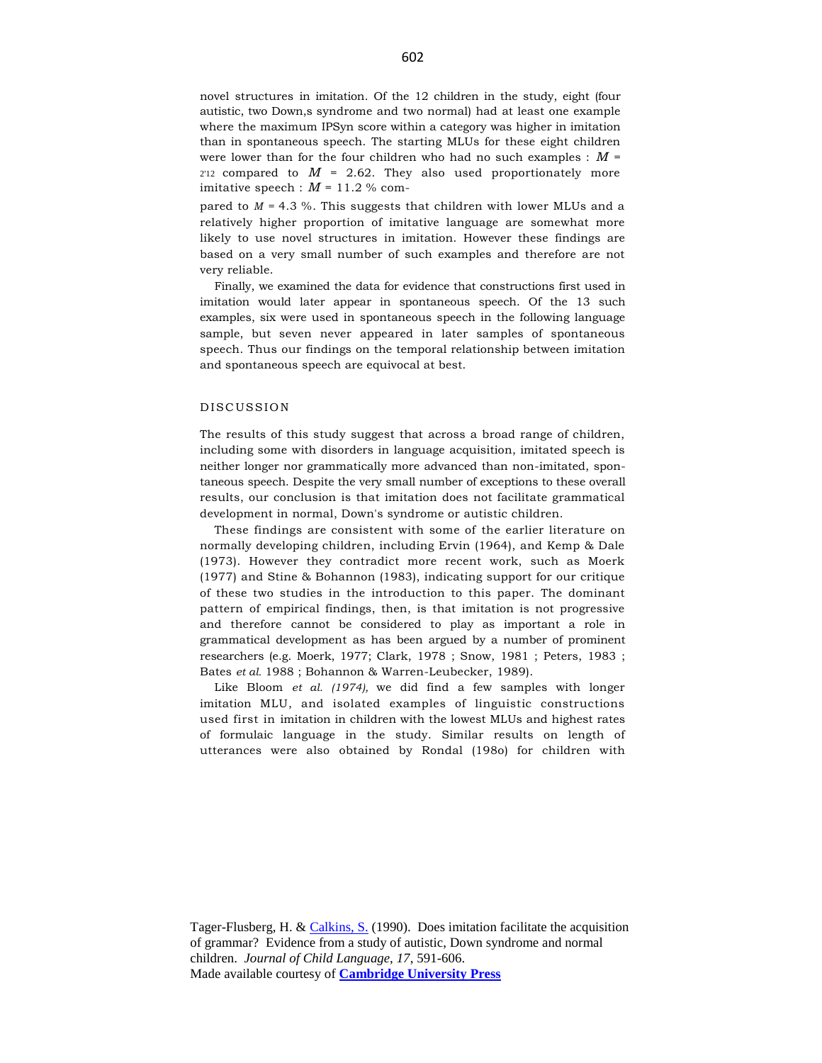novel structures in imitation. Of the 12 children in the study, eight (four autistic, two Down,s syndrome and two normal) had at least one example where the maximum IPSyn score within a category was higher in imitation than in spontaneous speech. The starting MLUs for these eight children were lower than for the four children who had no such examples : $M$ = 2'12 compared to $M$ = 2.62. They also used proportionately more imitative speech : $M$ = 11.2 % compared to $M$ = 4.3 %. This suggests that children with lower MLUs and a relatively higher proportion of imitative language are somewhat more likely to use novel structures in imitation. However these findings are based on a very small number of such examples and therefore are not very reliable.

Finally, we examined the data for evidence that constructions first used in imitation would later appear in spontaneous speech. Of the 13 such examples, six were used in spontaneous speech in the following language sample, but seven never appeared in later samples of spontaneous speech. Thus our findings on the temporal relationship between imitation and spontaneous speech are equivocal at best.

## DISCUSSION

The results of this study suggest that across a broad range of children, including some with disorders in language acquisition, imitated speech is neither longer nor grammatically more advanced than non-imitated, spontaneous speech. Despite the very small number of exceptions to these overall results, our conclusion is that imitation does not facilitate grammatical development in normal, Down's syndrome or autistic children.

These findings are consistent with some of the earlier literature on normally developing children, including Ervin (1964), and Kemp & Dale (1973). However they contradict more recent work, such as Moerk (1977) and Stine & Bohannon (1983), indicating support for our critique of these two studies in the introduction to this paper. The dominant pattern of empirical findings, then, is that imitation is not progressive and therefore cannot be considered to play as important a role in grammatical development as has been argued by a number of prominent researchers (e.g. Moerk, 1977; Clark, 1978 ; Snow, 1981 ; Peters, 1983 ; Bates *et al.* 1988 ; Bohannon & Warren-Leubecker, 1989).

Like Bloom *et al. (1974),* we did find a few samples with longer imitation MLU, and isolated examples of linguistic constructions used first in imitation in children with the lowest MLUs and highest rates of formulaic language in the study. Similar results on length of utterances were also obtained by Rondal (198o) for children with

Tager-Flusberg, H. & Calkins, S. (1990). Does imitation facilitate the acquisition of grammar? Evidence from a study of autistic, Down syndrome and normal children. *Journal of Child Language, 17*, 591-606.
Made available courtesy of **Cambridge University Press**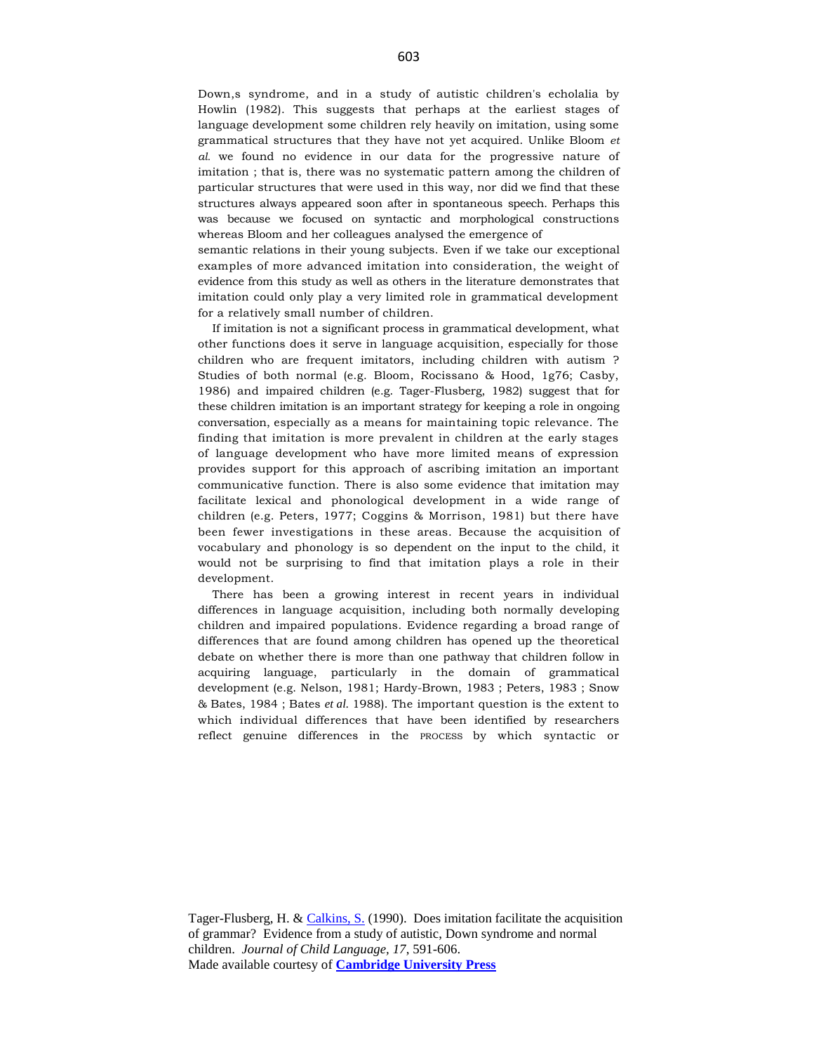Down,s syndrome, and in a study of autistic children's echolalia by Howlin (1982). This suggests that perhaps at the earliest stages of language development some children rely heavily on imitation, using some grammatical structures that they have not yet acquired. Unlike Bloom *et al.* we found no evidence in our data for the progressive nature of imitation ; that is, there was no systematic pattern among the children of particular structures that were used in this way, nor did we find that these structures always appeared soon after in spontaneous speech. Perhaps this was because we focused on syntactic and morphological constructions whereas Bloom and her colleagues analysed the emergence of semantic relations in their young subjects. Even if we take our exceptional examples of more advanced imitation into consideration, the weight of evidence from this study as well as others in the literature demonstrates that imitation could only play a very limited role in grammatical development for a relatively small number of children.

If imitation is not a significant process in grammatical development, what other functions does it serve in language acquisition, especially for those children who are frequent imitators, including children with autism ? Studies of both normal (e.g. Bloom, Rocissano & Hood, 1g76; Casby, 1986) and impaired children (e.g. Tager-Flusberg, 1982) suggest that for these children imitation is an important strategy for keeping a role in ongoing conversation, especially as a means for maintaining topic relevance. The finding that imitation is more prevalent in children at the early stages of language development who have more limited means of expression provides support for this approach of ascribing imitation an important communicative function. There is also some evidence that imitation may facilitate lexical and phonological development in a wide range of children (e.g. Peters, 1977; Coggins & Morrison, 1981) but there have been fewer investigations in these areas. Because the acquisition of vocabulary and phonology is so dependent on the input to the child, it would not be surprising to find that imitation plays a role in their development.

There has been a growing interest in recent years in individual differences in language acquisition, including both normally developing children and impaired populations. Evidence regarding a broad range of differences that are found among children has opened up the theoretical debate on whether there is more than one pathway that children follow in acquiring language, particularly in the domain of grammatical development (e.g. Nelson, 1981; Hardy-Brown, 1983 ; Peters, 1983 ; Snow & Bates, 1984 ; Bates *et al.* 1988). The important question is the extent to which individual differences that have been identified by researchers reflect genuine differences in the PROCESS by which syntactic or

Tager-Flusberg, H. & Calkins, S. (1990). Does imitation facilitate the acquisition of grammar? Evidence from a study of autistic, Down syndrome and normal children. *Journal of Child Language, 17*, 591-606.
Made available courtesy of **Cambridge University Press**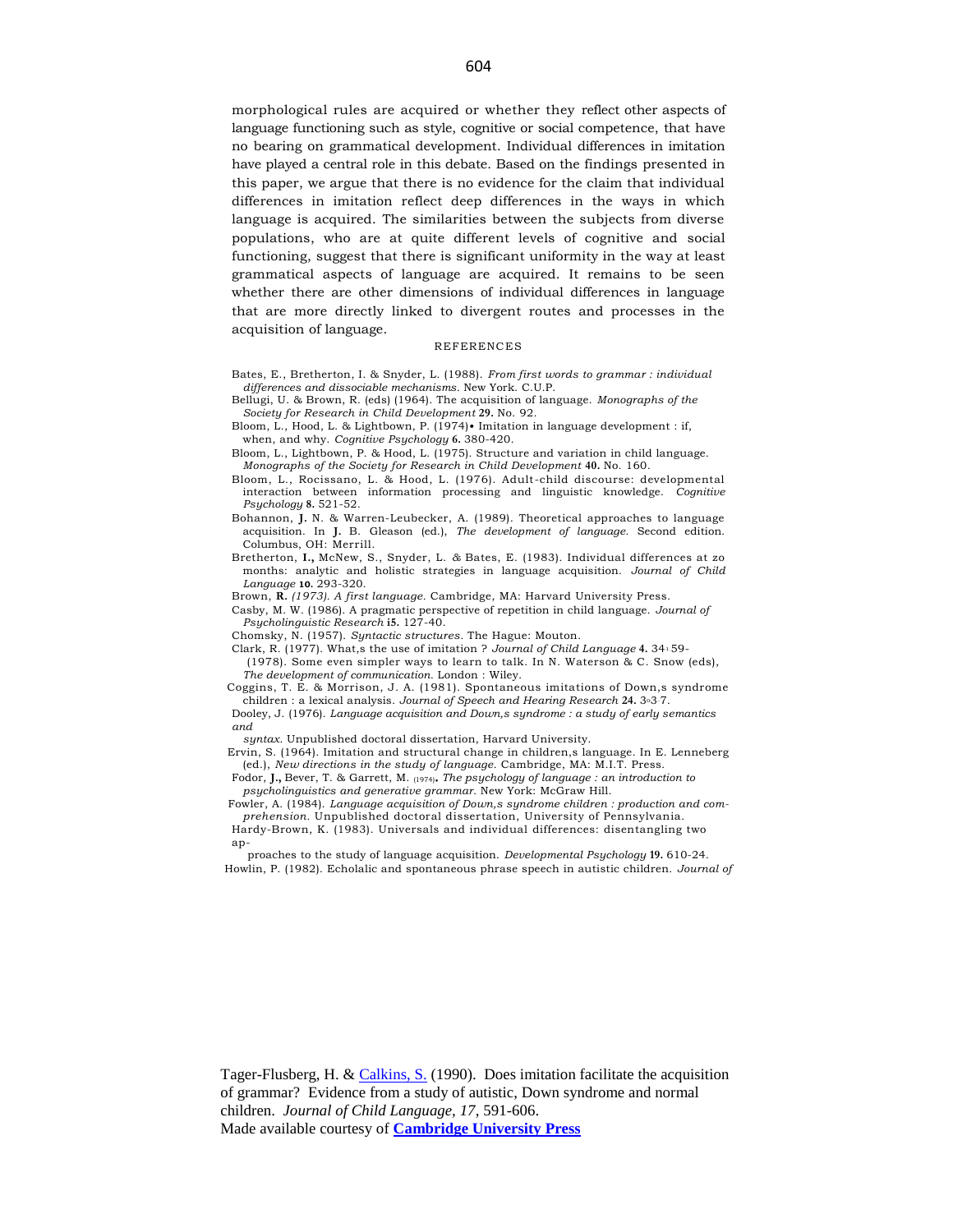morphological rules are acquired or whether they reflect other aspects of language functioning such as style, cognitive or social competence, that have no bearing on grammatical development. Individual differences in imitation have played a central role in this debate. Based on the findings presented in this paper, we argue that there is no evidence for the claim that individual differences in imitation reflect deep differences in the ways in which language is acquired. The similarities between the subjects from diverse populations, who are at quite different levels of cognitive and social functioning, suggest that there is significant uniformity in the way at least grammatical aspects of language are acquired. It remains to be seen whether there are other dimensions of individual differences in language that are more directly linked to divergent routes and processes in the acquisition of language.

## REFERENCES

Bates, E., Bretherton, I. & Snyder, L. (1988). *From first words to grammar : individual differences and dissociable mechanisms*. New York. C.U.P.

Bellugi, U. & Brown, R. (eds) (1964). The acquisition of language. *Monographs of the Society for Research in Child Development* **29.** No. 92.

Bloom, L., Hood, L. & Lightbown, P. (1974)• Imitation in language development : if, when, and why. *Cognitive Psychology* **6.** 380-420.

Bloom, L., Lightbown, P. & Hood, L. (1975). Structure and variation in child language. *Monographs of the Society for Research in Child Development* **40.** No. 160.

Bloom, L., Rocissano, L. & Hood, L. (1976). Adult-child discourse: developmental interaction between information processing and linguistic knowledge. *Cognitive Psychology* **8.** 521-52.

Bohannon, **J.** N. & Warren-Leubecker, A. (1989). Theoretical approaches to language acquisition. In **J.** B. Gleason (ed.), *The development of language.* Second edition. Columbus, OH: Merrill.

Bretherton, **I.,** McNew, S., Snyder, L. & Bates, E. (1983). Individual differences at zo months: analytic and holistic strategies in language acquisition. *Journal of Child Language* **10.** 293-320.

Brown, **R.** *(1973). A first language.* Cambridge, MA: Harvard University Press.

Casby, M. W. (1986). A pragmatic perspective of repetition in child language. *Journal of Psycholinguistic Research* **i5.** 127-40.

Chomsky, N. (1957). *Syntactic structures*. The Hague: Mouton.

Clark, R. (1977). What,s the use of imitation ? *Journal of Child Language* **4.** 34, 59-

(1978). Some even simpler ways to learn to talk. In N. Waterson & C. Snow (eds), *The development of communication.* London : Wiley.

Coggins, T. E. & Morrison, J. A. (1981). Spontaneous imitations of Down,s syndrome children : a lexical analysis. *Journal of Speech and Hearing Research* **24.** 3○3 7.

Dooley, J. (1976). *Language acquisition and Down,s syndrome : a study of early semantics and syntax.* Unpublished doctoral dissertation, Harvard University.

Ervin, S. (1964). Imitation and structural change in children,s language. In E. Lenneberg (ed.), *New directions in the study of language.* Cambridge, MA: M.I.T. Press.

Fodor, **J.,** Bever, T. & Garrett, M. (1974)**.** *The psychology of language : an introduction to psycholinguistics and generative grammar.* New York: McGraw Hill.

Fowler, A. (1984). *Language acquisition of Down,s syndrome children : production and comprehension.* Unpublished doctoral dissertation, University of Pennsylvania.

Hardy-Brown, K. (1983). Universals and individual differences: disentangling two approaches to the study of language acquisition. *Developmental Psychology* **19.** 610-24.

Howlin, P. (1982). Echolalic and spontaneous phrase speech in autistic children. *Journal of*

Tager-Flusberg, H. & Calkins, S. (1990). Does imitation facilitate the acquisition of grammar? Evidence from a study of autistic, Down syndrome and normal children. *Journal of Child Language, 17*, 591-606.
Made available courtesy of **Cambridge University Press**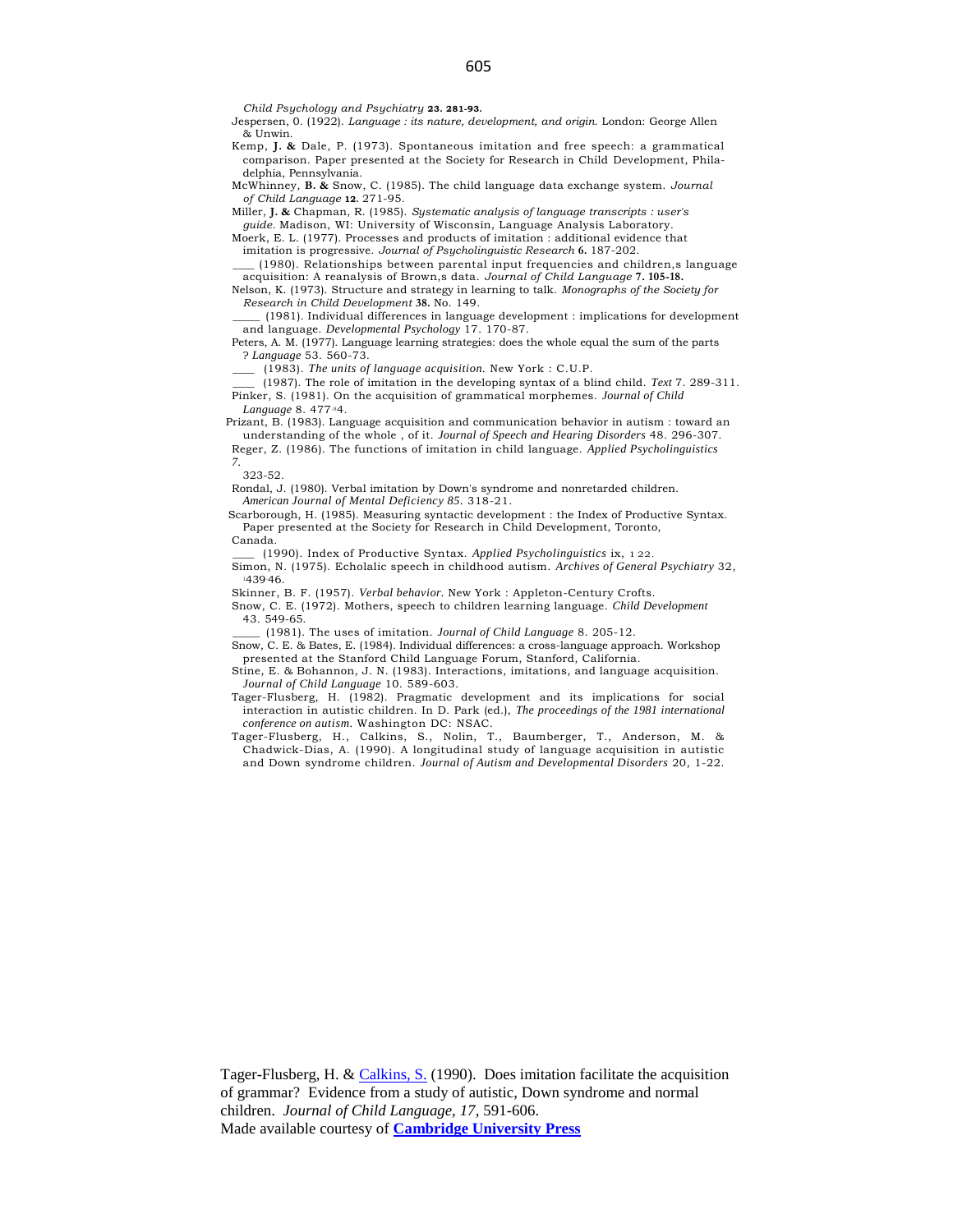Child Psychology and Psychiatry **23. 281-93.**

Jespersen, 0. (1922). *Language : its nature, development, and origin.* London: George Allen & Unwin.

Kemp, **J. &** Dale, P. (1973). Spontaneous imitation and free speech: a grammatical comparison. Paper presented at the Society for Research in Child Development, Philadelphia, Pennsylvania.

McWhinney, **B. &** Snow, C. (1985). The child language data exchange system. *Journal of Child Language* **12.** 271-95.

Miller, **J. &** Chapman, R. (1985). *Systematic analysis of language transcripts : user's guide.* Madison, WI: University of Wisconsin, Language Analysis Laboratory.

Moerk, E. L. (1977). Processes and products of imitation : additional evidence that imitation is progressive. *Journal of Psycholinguistic Research* **6.** 187-202.

____ (1980). Relationships between parental input frequencies and children,s language acquisition: A reanalysis of Brown,s data. *Journal of Child Language* **7. 105-18.**

Nelson, K. (1973). Structure and strategy in learning to talk. *Monographs of the Society for Research in Child Development* **38.** No. 149.

_____ (1981). Individual differences in language development : implications for development and language. *Developmental Psychology* 17. 170-87.

Peters, A. M. (1977). Language learning strategies: does the whole equal the sum of the parts ? *Language* 53. 560-73.

____ (1983). *The units of language acquisition.* New York : C.U.P.

____ (1987). The role of imitation in the developing syntax of a blind child. *Text* 7. 289-311.

Pinker, S. (1981). On the acquisition of grammatical morphemes. *Journal of Child Language* 8. 477-84.

Prizant, B. (1983). Language acquisition and communication behavior in autism : toward an understanding of the whole , of it. *Journal of Speech and Hearing Disorders* 48. 296-307.

Reger, Z. (1986). The functions of imitation in child language. *Applied Psycholinguistics 7.* 323-52.

Rondal, J. (1980). Verbal imitation by Down's syndrome and nonretarded children. *American Journal of Mental Deficiency 85.* 318-21.

Scarborough, H. (1985). Measuring syntactic development : the Index of Productive Syntax. Paper presented at the Society for Research in Child Development, Toronto, Canada.

____ (1990). Index of Productive Syntax. *Applied Psycholinguistics* ix, 1 22.

Simon, N. (1975). Echolalic speech in childhood autism. *Archives of General Psychiatry* 32, 1439-46.

Skinner, B. F. (1957). *Verbal behavior.* New York : Appleton-Century Crofts.

Snow, C. E. (1972). Mothers, speech to children learning language. *Child Development* 43. 549-65.

_____ (1981). The uses of imitation. *Journal of Child Language* 8. 205-12.

Snow, C. E. & Bates, E. (1984). Individual differences: a cross-language approach. Workshop presented at the Stanford Child Language Forum, Stanford, California.

Stine, E. & Bohannon, J. N. (1983). Interactions, imitations, and language acquisition. *Journal of Child Language* 10. 589-603.

Tager-Flusberg, H. (1982). Pragmatic development and its implications for social interaction in autistic children. In D. Park (ed.), *The proceedings of the 1981 international conference on autism.* Washington DC: NSAC.

Tager-Flusberg, H., Calkins, S., Nolin, T., Baumberger, T., Anderson, M. & Chadwick-Dias, A. (1990). A longitudinal study of language acquisition in autistic and Down syndrome children. *Journal of Autism and Developmental Disorders* 20, 1-22.

Tager-Flusberg, H. & Calkins, S. (1990). Does imitation facilitate the acquisition of grammar? Evidence from a study of autistic, Down syndrome and normal children. *Journal of Child Language, 17,* 591-606.
Made available courtesy of **Cambridge University Press**